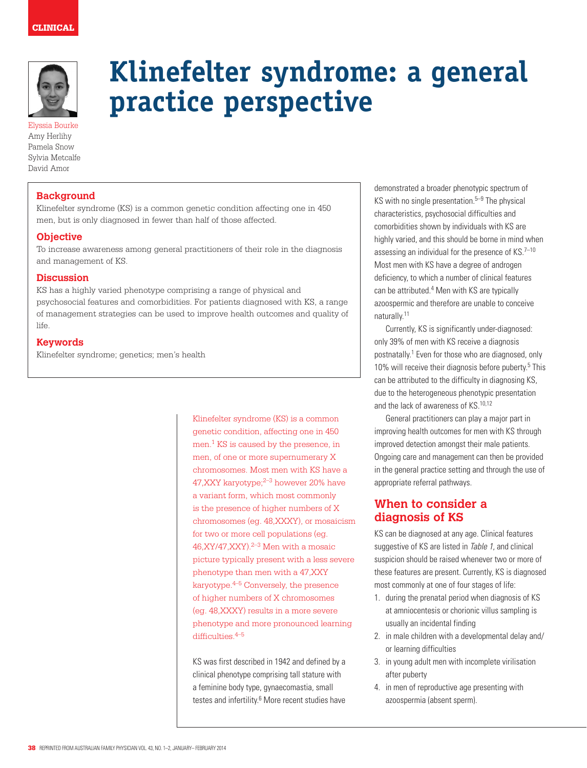CLINICAL

# Klinefelter syndrome: a general practice perspective

Elyssia Bourke
Amy Herlihy
Pamela Snow
Sylvia Metcalfe
David Amor

## Background

Klinefelter syndrome (KS) is a common genetic condition affecting one in 450 men, but is only diagnosed in fewer than half of those affected.

## Objective

To increase awareness among general practitioners of their role in the diagnosis and management of KS.

## Discussion

KS has a highly varied phenotype comprising a range of physical and psychosocial features and comorbidities. For patients diagnosed with KS, a range of management strategies can be used to improve health outcomes and quality of life.

## Keywords

Klinefelter syndrome; genetics; men's health

Klinefelter syndrome (KS) is a common genetic condition, affecting one in 450 men.[1] KS is caused by the presence, in men, of one or more supernumerary X chromosomes. Most men with KS have a 47,XXY karyotype;[2–3] however 20% have a variant form, which most commonly is the presence of higher numbers of X chromosomes (eg. 48,XXXY), or mosaicism for two or more cell populations (eg. 46,XY/47,XXY).[2–3] Men with a mosaic picture typically present with a less severe phenotype than men with a 47,XXY karyotype.[4–5] Conversely, the presence of higher numbers of X chromosomes (eg. 48,XXXY) results in a more severe phenotype and more pronounced learning difficulties.[4–5]

KS was first described in 1942 and defined by a clinical phenotype comprising tall stature with a feminine body type, gynaecomastia, small testes and infertility.[6] More recent studies have demonstrated a broader phenotypic spectrum of KS with no single presentation.[5–9] The physical characteristics, psychosocial difficulties and comorbidities shown by individuals with KS are highly varied, and this should be borne in mind when assessing an individual for the presence of KS.[7–10] Most men with KS have a degree of androgen deficiency, to which a number of clinical features can be attributed.[4] Men with KS are typically azoospermic and therefore are unable to conceive naturally.[11]

Currently, KS is significantly under-diagnosed: only 39% of men with KS receive a diagnosis postnatally.[1] Even for those who are diagnosed, only 10% will receive their diagnosis before puberty.[5] This can be attributed to the difficulty in diagnosing KS, due to the heterogeneous phenotypic presentation and the lack of awareness of KS.[10,12]

General practitioners can play a major part in improving health outcomes for men with KS through improved detection amongst their male patients. Ongoing care and management can then be provided in the general practice setting and through the use of appropriate referral pathways.

## When to consider a diagnosis of KS

KS can be diagnosed at any age. Clinical features suggestive of KS are listed in *Table 1*, and clinical suspicion should be raised whenever two or more of these features are present. Currently, KS is diagnosed most commonly at one of four stages of life:

1. during the prenatal period when diagnosis of KS at amniocentesis or chorionic villus sampling is usually an incidental finding
2. in male children with a developmental delay and/or learning difficulties
3. in young adult men with incomplete virilisation after puberty
4. in men of reproductive age presenting with azoospermia (absent sperm).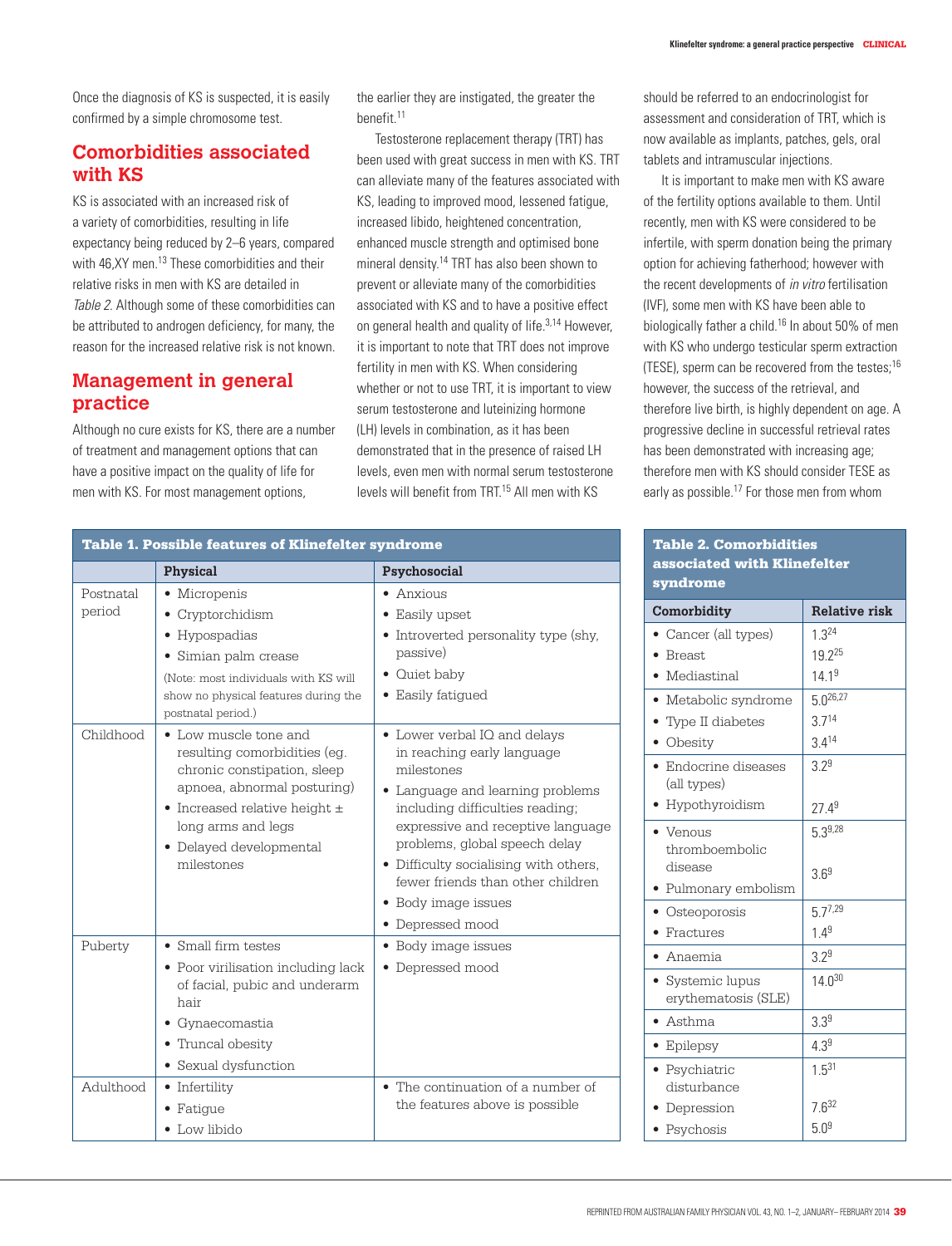Once the diagnosis of KS is suspected, it is easily confirmed by a simple chromosome test.

## Comorbidities associated with KS

KS is associated with an increased risk of a variety of comorbidities, resulting in life expectancy being reduced by 2–6 years, compared with 46,XY men.[13] These comorbidities and their relative risks in men with KS are detailed in *Table 2*. Although some of these comorbidities can be attributed to androgen deficiency, for many, the reason for the increased relative risk is not known.

## Management in general practice

Although no cure exists for KS, there are a number of treatment and management options that can have a positive impact on the quality of life for men with KS. For most management options, the earlier they are instigated, the greater the benefit.[11]

Testosterone replacement therapy (TRT) has been used with great success in men with KS. TRT can alleviate many of the features associated with KS, leading to improved mood, lessened fatigue, increased libido, heightened concentration, enhanced muscle strength and optimised bone mineral density.[14] TRT has also been shown to prevent or alleviate many of the comorbidities associated with KS and to have a positive effect on general health and quality of life.[3,14] However, it is important to note that TRT does not improve fertility in men with KS. When considering whether or not to use TRT, it is important to view serum testosterone and luteinizing hormone (LH) levels in combination, as it has been demonstrated that in the presence of raised LH levels, even men with normal serum testosterone levels will benefit from TRT.[15] All men with KS should be referred to an endocrinologist for assessment and consideration of TRT, which is now available as implants, patches, gels, oral tablets and intramuscular injections.

It is important to make men with KS aware of the fertility options available to them. Until recently, men with KS were considered to be infertile, with sperm donation being the primary option for achieving fatherhood; however with the recent developments of *in vitro* fertilisation (IVF), some men with KS have been able to biologically father a child.[16] In about 50% of men with KS who undergo testicular sperm extraction (TESE), sperm can be recovered from the testes;[16] however, the success of the retrieval, and therefore live birth, is highly dependent on age. A progressive decline in successful retrieval rates has been demonstrated with increasing age; therefore men with KS should consider TESE as early as possible.[17] For those men from whom

**Table 1. Possible features of Klinefelter syndrome**

| | Physical | Psychosocial |
|---|---|---|
| Postnatal period | • Micropenis<br>• Cryptorchidism<br>• Hypospadias<br>• Simian palm crease<br>(Note: most individuals with KS will show no physical features during the postnatal period.) | • Anxious<br>• Easily upset<br>• Introverted personality type (shy, passive)<br>• Quiet baby<br>• Easily fatigued |
| Childhood | • Low muscle tone and resulting comorbidities (eg. chronic constipation, sleep apnoea, abnormal posturing)<br>• Increased relative height ± long arms and legs<br>• Delayed developmental milestones | • Lower verbal IQ and delays in reaching early language milestones<br>• Language and learning problems including difficulties reading; expressive and receptive language problems, global speech delay<br>• Difficulty socialising with others, fewer friends than other children<br>• Body image issues<br>• Depressed mood |
| Puberty | • Small firm testes<br>• Poor virilisation including lack of facial, pubic and underarm hair<br>• Gynaecomastia<br>• Truncal obesity<br>• Sexual dysfunction | • Body image issues<br>• Depressed mood |
| Adulthood | • Infertility<br>• Fatigue<br>• Low libido | • The continuation of a number of the features above is possible |

**Table 2. Comorbidities associated with Klinefelter syndrome**

| Comorbidity | Relative risk |
|---|---|
| • Cancer (all types)<br>• Breast<br>• Mediastinal | 1.3[24]<br>19.2[25]<br>14.1[9] |
| • Metabolic syndrome<br>• Type II diabetes<br>• Obesity | 5.0[26,27]<br>3.7[14]<br>3.4[14] |
| • Endocrine diseases (all types)<br>• Hypothyroidism | 3.2[9]<br>27.4[9] |
| • Venous thromboembolic disease<br>• Pulmonary embolism | 5.3[9,28]<br>3.6[9] |
| • Osteoporosis<br>• Fractures | 5.7[7,29]<br>1.4[9] |
| • Anaemia | 3.2[9] |
| • Systemic lupus erythematosis (SLE) | 14.0[30] |
| • Asthma | 3.3[9] |
| • Epilepsy | 4.3[9] |
| • Psychiatric disturbance<br>• Depression<br>• Psychosis | 1.5[31]<br>7.6[32]<br>5.0[9] |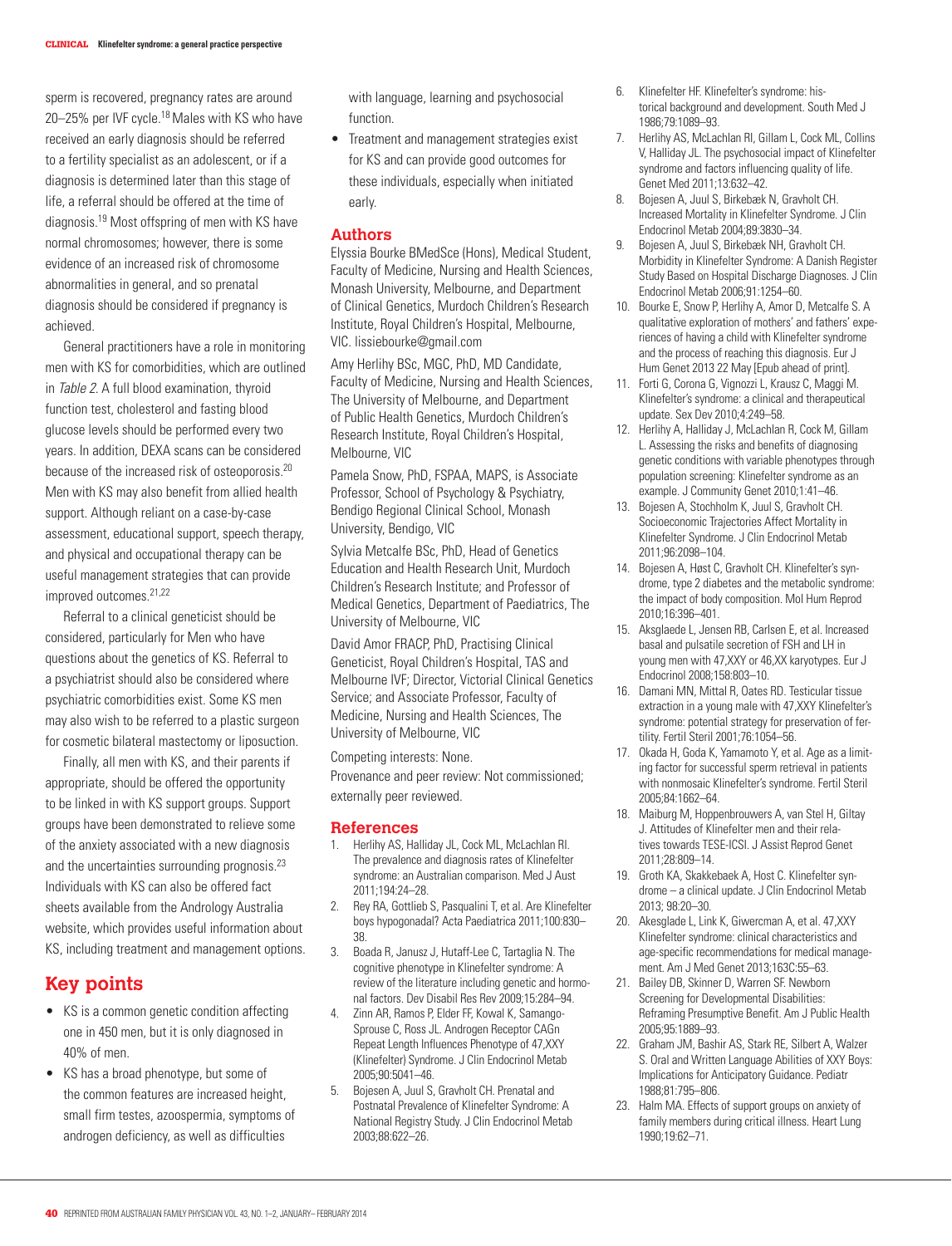sperm is recovered, pregnancy rates are around 20–25% per IVF cycle.[18] Males with KS who have received an early diagnosis should be referred to a fertility specialist as an adolescent, or if a diagnosis is determined later than this stage of life, a referral should be offered at the time of diagnosis.[19] Most offspring of men with KS have normal chromosomes; however, there is some evidence of an increased risk of chromosome abnormalities in general, and so prenatal diagnosis should be considered if pregnancy is achieved.

General practitioners have a role in monitoring men with KS for comorbidities, which are outlined in *Table 2*. A full blood examination, thyroid function test, cholesterol and fasting blood glucose levels should be performed every two years. In addition, DEXA scans can be considered because of the increased risk of osteoporosis.[20] Men with KS may also benefit from allied health support. Although reliant on a case-by-case assessment, educational support, speech therapy, and physical and occupational therapy can be useful management strategies that can provide improved outcomes.[21,22]

Referral to a clinical geneticist should be considered, particularly for Men who have questions about the genetics of KS. Referral to a psychiatrist should also be considered where psychiatric comorbidities exist. Some KS men may also wish to be referred to a plastic surgeon for cosmetic bilateral mastectomy or liposuction.

Finally, all men with KS, and their parents if appropriate, should be offered the opportunity to be linked in with KS support groups. Support groups have been demonstrated to relieve some of the anxiety associated with a new diagnosis and the uncertainties surrounding prognosis.[23] Individuals with KS can also be offered fact sheets available from the Andrology Australia website, which provides useful information about KS, including treatment and management options.

## Key points

- KS is a common genetic condition affecting one in 450 men, but it is only diagnosed in 40% of men.
- KS has a broad phenotype, but some of the common features are increased height, small firm testes, azoospermia, symptoms of androgen deficiency, as well as difficulties with language, learning and psychosocial function.
- Treatment and management strategies exist for KS and can provide good outcomes for these individuals, especially when initiated early.

## Authors

Elyssia Bourke BMedSce (Hons), Medical Student, Faculty of Medicine, Nursing and Health Sciences, Monash University, Melbourne, and Department of Clinical Genetics, Murdoch Children's Research Institute, Royal Children's Hospital, Melbourne, VIC. lissiebourke@gmail.com

Amy Herlihy BSc, MGC, PhD, MD Candidate, Faculty of Medicine, Nursing and Health Sciences, The University of Melbourne, and Department of Public Health Genetics, Murdoch Children's Research Institute, Royal Children's Hospital, Melbourne, VIC

Pamela Snow, PhD, FSPAA, MAPS, is Associate Professor, School of Psychology & Psychiatry, Bendigo Regional Clinical School, Monash University, Bendigo, VIC

Sylvia Metcalfe BSc, PhD, Head of Genetics Education and Health Research Unit, Murdoch Children's Research Institute; and Professor of Medical Genetics, Department of Paediatrics, The University of Melbourne, VIC

David Amor FRACP, PhD, Practising Clinical Geneticist, Royal Children's Hospital, TAS and Melbourne IVF; Director, Victorial Clinical Genetics Service; and Associate Professor, Faculty of Medicine, Nursing and Health Sciences, The University of Melbourne, VIC

Competing interests: None.

Provenance and peer review: Not commissioned; externally peer reviewed.

## References

1. Herlihy AS, Halliday JL, Cock ML, McLachlan RI. The prevalence and diagnosis rates of Klinefelter syndrome: an Australian comparison. Med J Aust 2011;194:24–28.
2. Rey RA, Gottlieb S, Pasqualini T, et al. Are Klinefelter boys hypogonadal? Acta Paediatrica 2011;100:830–38.
3. Boada R, Janusz J, Hutaff-Lee C, Tartaglia N. The cognitive phenotype in Klinefelter syndrome: A review of the literature including genetic and hormonal factors. Dev Disabil Res Rev 2009;15:284–94.
4. Zinn AR, Ramos P, Elder FF, Kowal K, Samango-Sprouse C, Ross JL. Androgen Receptor CAGn Repeat Length Influences Phenotype of 47,XXY (Klinefelter) Syndrome. J Clin Endocrinol Metab 2005;90:5041–46.
5. Bojesen A, Juul S, Gravholt CH. Prenatal and Postnatal Prevalence of Klinefelter Syndrome: A National Registry Study. J Clin Endocrinol Metab 2003;88:622–26.
6. Klinefelter HF. Klinefelter's syndrome: historical background and development. South Med J 1986;79:1089–93.
7. Herlihy AS, McLachlan RI, Gillam L, Cock ML, Collins V, Halliday JL. The psychosocial impact of Klinefelter syndrome and factors influencing quality of life. Genet Med 2011;13:632–42.
8. Bojesen A, Juul S, Birkebæk N, Gravholt CH. Increased Mortality in Klinefelter Syndrome. J Clin Endocrinol Metab 2004;89:3830–34.
9. Bojesen A, Juul S, Birkebæk NH, Gravholt CH. Morbidity in Klinefelter Syndrome: A Danish Register Study Based on Hospital Discharge Diagnoses. J Clin Endocrinol Metab 2006;91:1254–60.
10. Bourke E, Snow P, Herlihy A, Amor D, Metcalfe S. A qualitative exploration of mothers' and fathers' experiences of having a child with Klinefelter syndrome and the process of reaching this diagnosis. Eur J Hum Genet 2013 22 May [Epub ahead of print].
11. Forti G, Corona G, Vignozzi L, Krausz C, Maggi M. Klinefelter's syndrome: a clinical and therapeutical update. Sex Dev 2010;4:249–58.
12. Herlihy A, Halliday J, McLachlan R, Cock M, Gillam L. Assessing the risks and benefits of diagnosing genetic conditions with variable phenotypes through population screening: Klinefelter syndrome as an example. J Community Genet 2010;1:41–46.
13. Bojesen A, Stochholm K, Juul S, Gravholt CH. Socioeconomic Trajectories Affect Mortality in Klinefelter Syndrome. J Clin Endocrinol Metab 2011;96:2098–104.
14. Bojesen A, Høst C, Gravholt CH. Klinefelter's syndrome, type 2 diabetes and the metabolic syndrome: the impact of body composition. Mol Hum Reprod 2010;16:396–401.
15. Aksglaede L, Jensen RB, Carlsen E, et al. Increased basal and pulsatile secretion of FSH and LH in young men with 47,XXY or 46,XX karyotypes. Eur J Endocrinol 2008;158:803–10.
16. Damani MN, Mittal R, Oates RD. Testicular tissue extraction in a young male with 47,XXY Klinefelter's syndrome: potential strategy for preservation of fertility. Fertil Steril 2001;76:1054–56.
17. Okada H, Goda K, Yamamoto Y, et al. Age as a limiting factor for successful sperm retrieval in patients with nonmosaic Klinefelter's syndrome. Fertil Steril 2005;84:1662–64.
18. Maiburg M, Hoppenbrouwers A, van Stel H, Giltay J. Attitudes of Klinefelter men and their relatives towards TESE-ICSI. J Assist Reprod Genet 2011;28:809–14.
19. Groth KA, Skakkebaek A, Host C. Klinefelter syndrome – a clinical update. J Clin Endocrinol Metab 2013; 98:20–30.
20. Akesglade L, Link K, Giwercman A, et al. 47,XXY Klinefelter syndrome: clinical characteristics and age-specific recommendations for medical management. Am J Med Genet 2013;163C:55–63.
21. Bailey DB, Skinner D, Warren SF. Newborn Screening for Developmental Disabilities: Reframing Presumptive Benefit. Am J Public Health 2005;95:1889–93.
22. Graham JM, Bashir AS, Stark RE, Silbert A, Walzer S. Oral and Written Language Abilities of XXY Boys: Implications for Anticipatory Guidance. Pediatr 1988;81:795–806.
23. Halm MA. Effects of support groups on anxiety of family members during critical illness. Heart Lung 1990;19:62–71.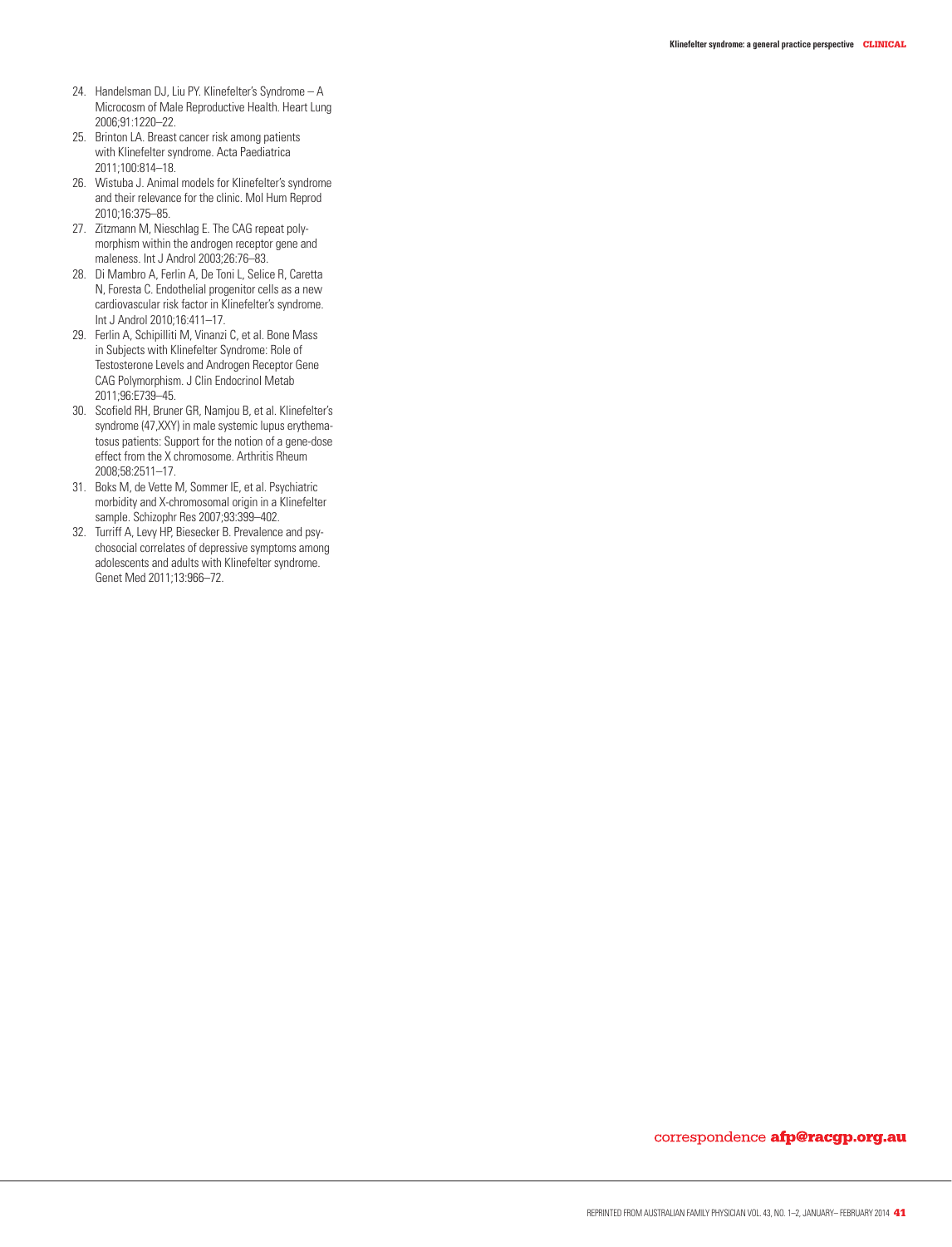24. Handelsman DJ, Liu PY. Klinefelter's Syndrome – A Microcosm of Male Reproductive Health. Heart Lung 2006;91:1220–22.
25. Brinton LA. Breast cancer risk among patients with Klinefelter syndrome. Acta Paediatrica 2011;100:814–18.
26. Wistuba J. Animal models for Klinefelter's syndrome and their relevance for the clinic. Mol Hum Reprod 2010;16:375–85.
27. Zitzmann M, Nieschlag E. The CAG repeat polymorphism within the androgen receptor gene and maleness. Int J Androl 2003;26:76–83.
28. Di Mambro A, Ferlin A, De Toni L, Selice R, Caretta N, Foresta C. Endothelial progenitor cells as a new cardiovascular risk factor in Klinefelter's syndrome. Int J Androl 2010;16:411–17.
29. Ferlin A, Schipilliti M, Vinanzi C, et al. Bone Mass in Subjects with Klinefelter Syndrome: Role of Testosterone Levels and Androgen Receptor Gene CAG Polymorphism. J Clin Endocrinol Metab 2011;96:E739–45.
30. Scofield RH, Bruner GR, Namjou B, et al. Klinefelter's syndrome (47,XXY) in male systemic lupus erythematosus patients: Support for the notion of a gene-dose effect from the X chromosome. Arthritis Rheum 2008;58:2511–17.
31. Boks M, de Vette M, Sommer IE, et al. Psychiatric morbidity and X-chromosomal origin in a Klinefelter sample. Schizophr Res 2007;93:399–402.
32. Turriff A, Levy HP, Biesecker B. Prevalence and psychosocial correlates of depressive symptoms among adolescents and adults with Klinefelter syndrome. Genet Med 2011;13:966–72.

correspondence **afp@racgp.org.au**